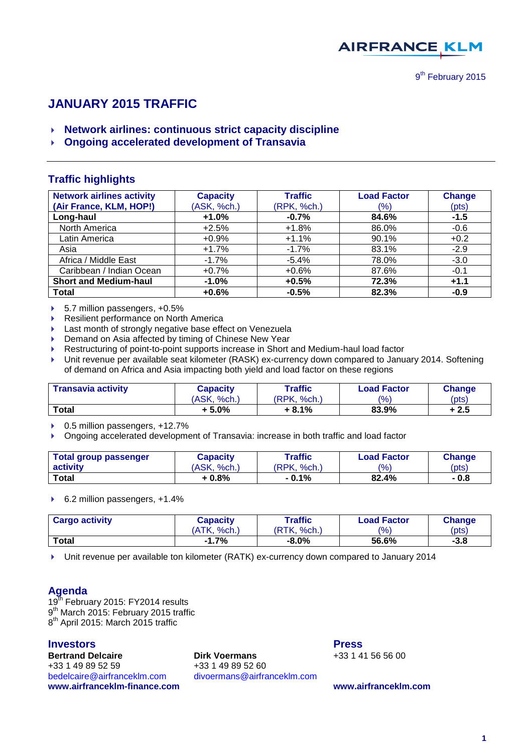AIRFRANCE KLM

9th February 2015

# JANUARY 2015 TRAFFIC

- **Network airlines: continuous strict capacity discipline**
- **Ongoing accelerated development of Transavia**

## Traffic highlights

| Network airlines activity (Air France, KLM, HOP!) | Capacity (ASK, %ch.) | Traffic (RPK, %ch.) | Load Factor (%) | Change (pts) |
|---|---|---|---|---|
| **Long-haul** | **+1.0%** | **-0.7%** | **84.6%** | **-1.5** |
| North America | +2.5% | +1.8% | 86.0% | -0.6 |
| Latin America | +0.9% | +1.1% | 90.1% | +0.2 |
| Asia | +1.7% | -1.7% | 83.1% | -2.9 |
| Africa / Middle East | -1.7% | -5.4% | 78.0% | -3.0 |
| Caribbean / Indian Ocean | +0.7% | +0.6% | 87.6% | -0.1 |
| **Short and Medium-haul** | **-1.0%** | **+0.5%** | **72.3%** | **+1.1** |
| **Total** | **+0.6%** | **-0.5%** | **82.3%** | **-0.9** |

- 5.7 million passengers, +0.5%
- Resilient performance on North America
- Last month of strongly negative base effect on Venezuela
- Demand on Asia affected by timing of Chinese New Year
- Restructuring of point-to-point supports increase in Short and Medium-haul load factor
- Unit revenue per available seat kilometer (RASK) ex-currency down compared to January 2014. Softening of demand on Africa and Asia impacting both yield and load factor on these regions

| Transavia activity | Capacity (ASK, %ch.) | Traffic (RPK, %ch.) | Load Factor (%) | Change (pts) |
|---|---|---|---|---|
| **Total** | **+ 5.0%** | **+ 8.1%** | **83.9%** | **+ 2.5** |

- 0.5 million passengers, +12.7%
- Ongoing accelerated development of Transavia: increase in both traffic and load factor

| Total group passenger activity | Capacity (ASK, %ch.) | Traffic (RPK, %ch.) | Load Factor (%) | Change (pts) |
|---|---|---|---|---|
| **Total** | **+ 0.8%** | **- 0.1%** | **82.4%** | **- 0.8** |

- 6.2 million passengers, +1.4%

| Cargo activity | Capacity (ATK, %ch.) | Traffic (RTK, %ch.) | Load Factor (%) | Change (pts) |
|---|---|---|---|---|
| **Total** | **-1.7%** | **-8.0%** | **56.6%** | **-3.8** |

- Unit revenue per available ton kilometer (RATK) ex-currency down compared to January 2014

## Agenda

19th February 2015: FY2014 results
9th March 2015: February 2015 traffic
8th April 2015: March 2015 traffic

## Investors

**Bertrand Delcaire**
+33 1 49 89 52 59
bedelcaire@airfranceklm.com

**Dirk Voermans**
+33 1 49 89 52 60
divoermans@airfranceklm.com

**www.airfranceklm-finance.com**

## Press

+33 1 41 56 56 00

**www.airfranceklm.com**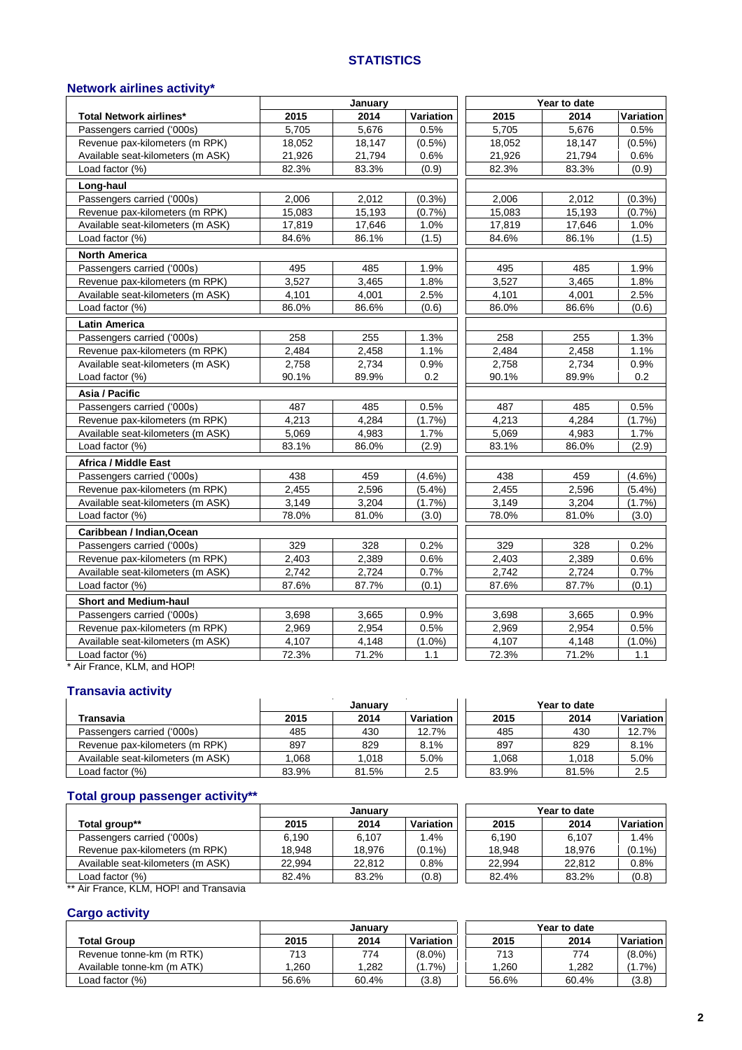# STATISTICS

## Network airlines activity*

| | January | | | Year to date | | |
|---|---|---|---|---|---|---|
| **Total Network airlines*** | **2015** | **2014** | **Variation** | **2015** | **2014** | **Variation** |
| Passengers carried ('000s) | 5,705 | 5,676 | 0.5% | 5,705 | 5,676 | 0.5% |
| Revenue pax-kilometers (m RPK) | 18,052 | 18,147 | (0.5%) | 18,052 | 18,147 | (0.5%) |
| Available seat-kilometers (m ASK) | 21,926 | 21,794 | 0.6% | 21,926 | 21,794 | 0.6% |
| Load factor (%) | 82.3% | 83.3% | (0.9) | 82.3% | 83.3% | (0.9) |
| **Long-haul** | | | | | | |
| Passengers carried ('000s) | 2,006 | 2,012 | (0.3%) | 2,006 | 2,012 | (0.3%) |
| Revenue pax-kilometers (m RPK) | 15,083 | 15,193 | (0.7%) | 15,083 | 15,193 | (0.7%) |
| Available seat-kilometers (m ASK) | 17,819 | 17,646 | 1.0% | 17,819 | 17,646 | 1.0% |
| Load factor (%) | 84.6% | 86.1% | (1.5) | 84.6% | 86.1% | (1.5) |
| **North America** | | | | | | |
| Passengers carried ('000s) | 495 | 485 | 1.9% | 495 | 485 | 1.9% |
| Revenue pax-kilometers (m RPK) | 3,527 | 3,465 | 1.8% | 3,527 | 3,465 | 1.8% |
| Available seat-kilometers (m ASK) | 4,101 | 4,001 | 2.5% | 4,101 | 4,001 | 2.5% |
| Load factor (%) | 86.0% | 86.6% | (0.6) | 86.0% | 86.6% | (0.6) |
| **Latin America** | | | | | | |
| Passengers carried ('000s) | 258 | 255 | 1.3% | 258 | 255 | 1.3% |
| Revenue pax-kilometers (m RPK) | 2,484 | 2,458 | 1.1% | 2,484 | 2,458 | 1.1% |
| Available seat-kilometers (m ASK) | 2,758 | 2,734 | 0.9% | 2,758 | 2,734 | 0.9% |
| Load factor (%) | 90.1% | 89.9% | 0.2 | 90.1% | 89.9% | 0.2 |
| **Asia / Pacific** | | | | | | |
| Passengers carried ('000s) | 487 | 485 | 0.5% | 487 | 485 | 0.5% |
| Revenue pax-kilometers (m RPK) | 4,213 | 4,284 | (1.7%) | 4,213 | 4,284 | (1.7%) |
| Available seat-kilometers (m ASK) | 5,069 | 4,983 | 1.7% | 5,069 | 4,983 | 1.7% |
| Load factor (%) | 83.1% | 86.0% | (2.9) | 83.1% | 86.0% | (2.9) |
| **Africa / Middle East** | | | | | | |
| Passengers carried ('000s) | 438 | 459 | (4.6%) | 438 | 459 | (4.6%) |
| Revenue pax-kilometers (m RPK) | 2,455 | 2,596 | (5.4%) | 2,455 | 2,596 | (5.4%) |
| Available seat-kilometers (m ASK) | 3,149 | 3,204 | (1.7%) | 3,149 | 3,204 | (1.7%) |
| Load factor (%) | 78.0% | 81.0% | (3.0) | 78.0% | 81.0% | (3.0) |
| **Caribbean / Indian,Ocean** | | | | | | |
| Passengers carried ('000s) | 329 | 328 | 0.2% | 329 | 328 | 0.2% |
| Revenue pax-kilometers (m RPK) | 2,403 | 2,389 | 0.6% | 2,403 | 2,389 | 0.6% |
| Available seat-kilometers (m ASK) | 2,742 | 2,724 | 0.7% | 2,742 | 2,724 | 0.7% |
| Load factor (%) | 87.6% | 87.7% | (0.1) | 87.6% | 87.7% | (0.1) |
| **Short and Medium-haul** | | | | | | |
| Passengers carried ('000s) | 3,698 | 3,665 | 0.9% | 3,698 | 3,665 | 0.9% |
| Revenue pax-kilometers (m RPK) | 2,969 | 2,954 | 0.5% | 2,969 | 2,954 | 0.5% |
| Available seat-kilometers (m ASK) | 4,107 | 4,148 | (1.0%) | 4,107 | 4,148 | (1.0%) |
| Load factor (%) | 72.3% | 71.2% | 1.1 | 72.3% | 71.2% | 1.1 |

* Air France, KLM, and HOP!

## Transavia activity

| | January | | | Year to date | | |
|---|---|---|---|---|---|---|
| **Transavia** | **2015** | **2014** | **Variation** | **2015** | **2014** | **Variation** |
| Passengers carried ('000s) | 485 | 430 | 12.7% | 485 | 430 | 12.7% |
| Revenue pax-kilometers (m RPK) | 897 | 829 | 8.1% | 897 | 829 | 8.1% |
| Available seat-kilometers (m ASK) | 1,068 | 1,018 | 5.0% | 1,068 | 1,018 | 5.0% |
| Load factor (%) | 83.9% | 81.5% | 2.5 | 83.9% | 81.5% | 2.5 |

## Total group passenger activity**

| | January | | | Year to date | | |
|---|---|---|---|---|---|---|
| **Total group**** | **2015** | **2014** | **Variation** | **2015** | **2014** | **Variation** |
| Passengers carried ('000s) | 6,190 | 6,107 | 1.4% | 6,190 | 6,107 | 1.4% |
| Revenue pax-kilometers (m RPK) | 18,948 | 18,976 | (0.1%) | 18,948 | 18,976 | (0.1%) |
| Available seat-kilometers (m ASK) | 22,994 | 22,812 | 0.8% | 22,994 | 22,812 | 0.8% |
| Load factor (%) | 82.4% | 83.2% | (0.8) | 82.4% | 83.2% | (0.8) |

** Air France, KLM, HOP! and Transavia

## Cargo activity

| | January | | | Year to date | | |
|---|---|---|---|---|---|---|
| **Total Group** | **2015** | **2014** | **Variation** | **2015** | **2014** | **Variation** |
| Revenue tonne-km (m RTK) | 713 | 774 | (8.0%) | 713 | 774 | (8.0%) |
| Available tonne-km (m ATK) | 1,260 | 1,282 | (1.7%) | 1,260 | 1,282 | (1.7%) |
| Load factor (%) | 56.6% | 60.4% | (3.8) | 56.6% | 60.4% | (3.8) |